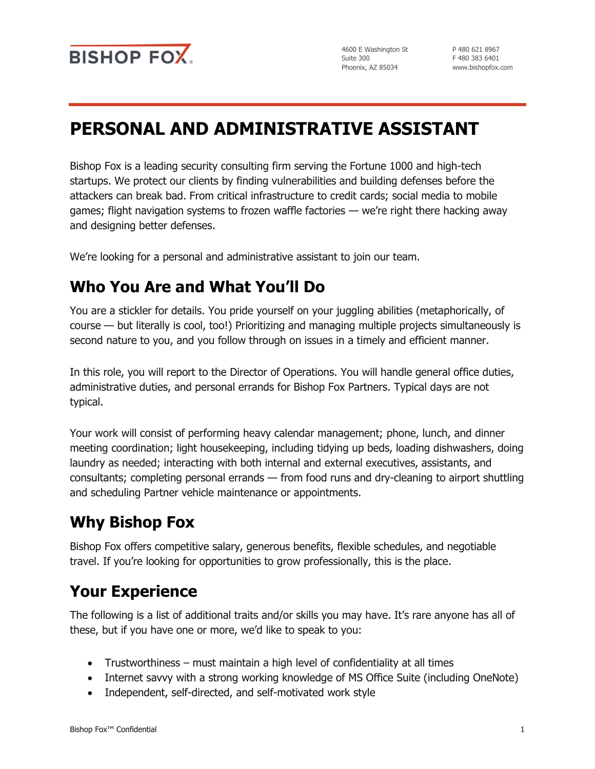BISHOP FOX

4600 E Washington St
Suite 300
Phoenix, AZ 85034

P 480 621 8967
F 480 383 6401
www.bishopfox.com

# PERSONAL AND ADMINISTRATIVE ASSISTANT

Bishop Fox is a leading security consulting firm serving the Fortune 1000 and high-tech startups. We protect our clients by finding vulnerabilities and building defenses before the attackers can break bad. From critical infrastructure to credit cards; social media to mobile games; flight navigation systems to frozen waffle factories — we're right there hacking away and designing better defenses.

We're looking for a personal and administrative assistant to join our team.

## Who You Are and What You'll Do

You are a stickler for details. You pride yourself on your juggling abilities (metaphorically, of course — but literally is cool, too!) Prioritizing and managing multiple projects simultaneously is second nature to you, and you follow through on issues in a timely and efficient manner.

In this role, you will report to the Director of Operations. You will handle general office duties, administrative duties, and personal errands for Bishop Fox Partners. Typical days are not typical.

Your work will consist of performing heavy calendar management; phone, lunch, and dinner meeting coordination; light housekeeping, including tidying up beds, loading dishwashers, doing laundry as needed; interacting with both internal and external executives, assistants, and consultants; completing personal errands — from food runs and dry-cleaning to airport shuttling and scheduling Partner vehicle maintenance or appointments.

## Why Bishop Fox

Bishop Fox offers competitive salary, generous benefits, flexible schedules, and negotiable travel. If you're looking for opportunities to grow professionally, this is the place.

## Your Experience

The following is a list of additional traits and/or skills you may have. It's rare anyone has all of these, but if you have one or more, we'd like to speak to you:

- Trustworthiness – must maintain a high level of confidentiality at all times
- Internet savvy with a strong working knowledge of MS Office Suite (including OneNote)
- Independent, self-directed, and self-motivated work style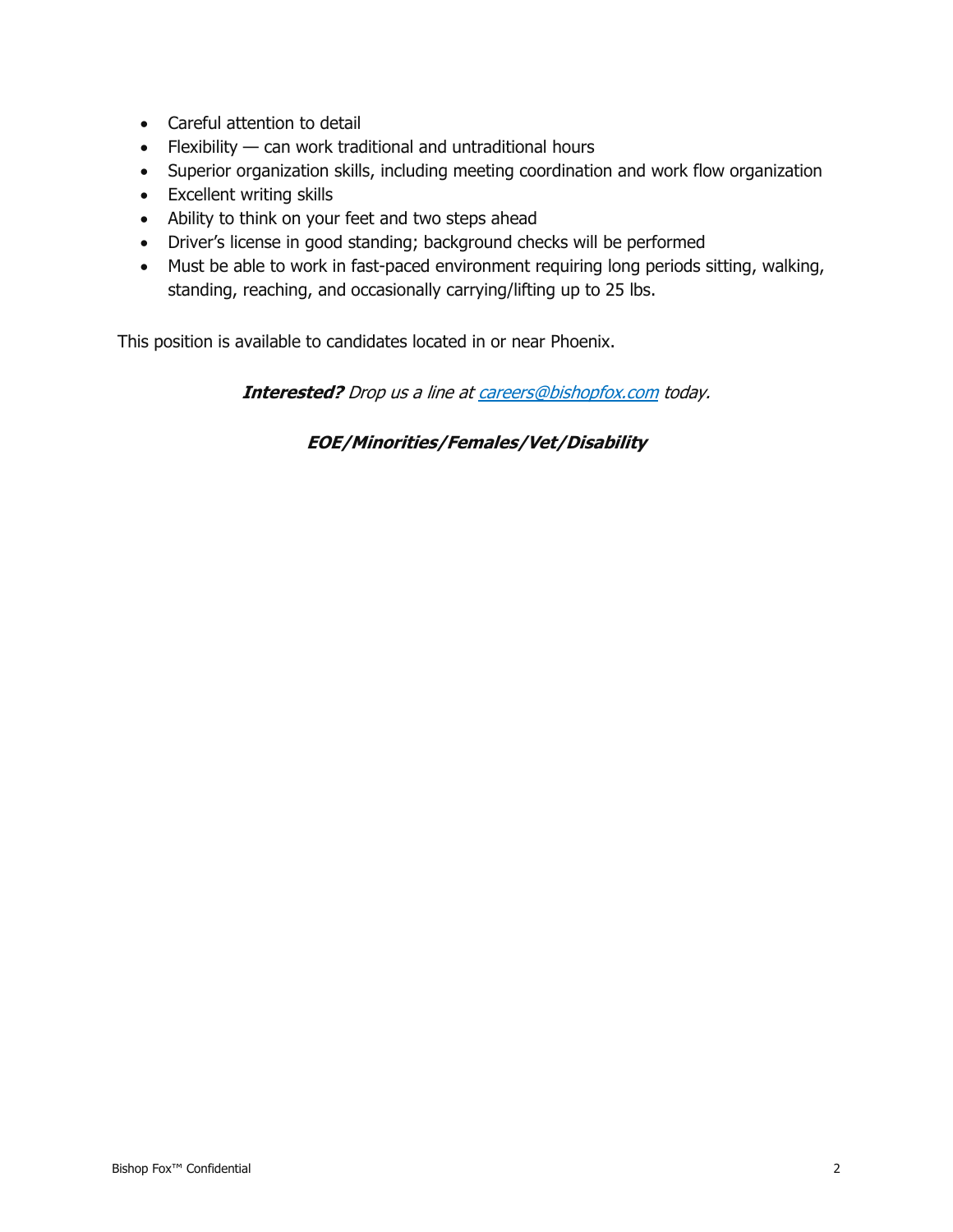- Careful attention to detail
- Flexibility — can work traditional and untraditional hours
- Superior organization skills, including meeting coordination and work flow organization
- Excellent writing skills
- Ability to think on your feet and two steps ahead
- Driver's license in good standing; background checks will be performed
- Must be able to work in fast-paced environment requiring long periods sitting, walking, standing, reaching, and occasionally carrying/lifting up to 25 lbs.

This position is available to candidates located in or near Phoenix.

***Interested?*** *Drop us a line at [careers@bishopfox.com](mailto:careers@bishopfox.com) today.*

***EOE/Minorities/Females/Vet/Disability***